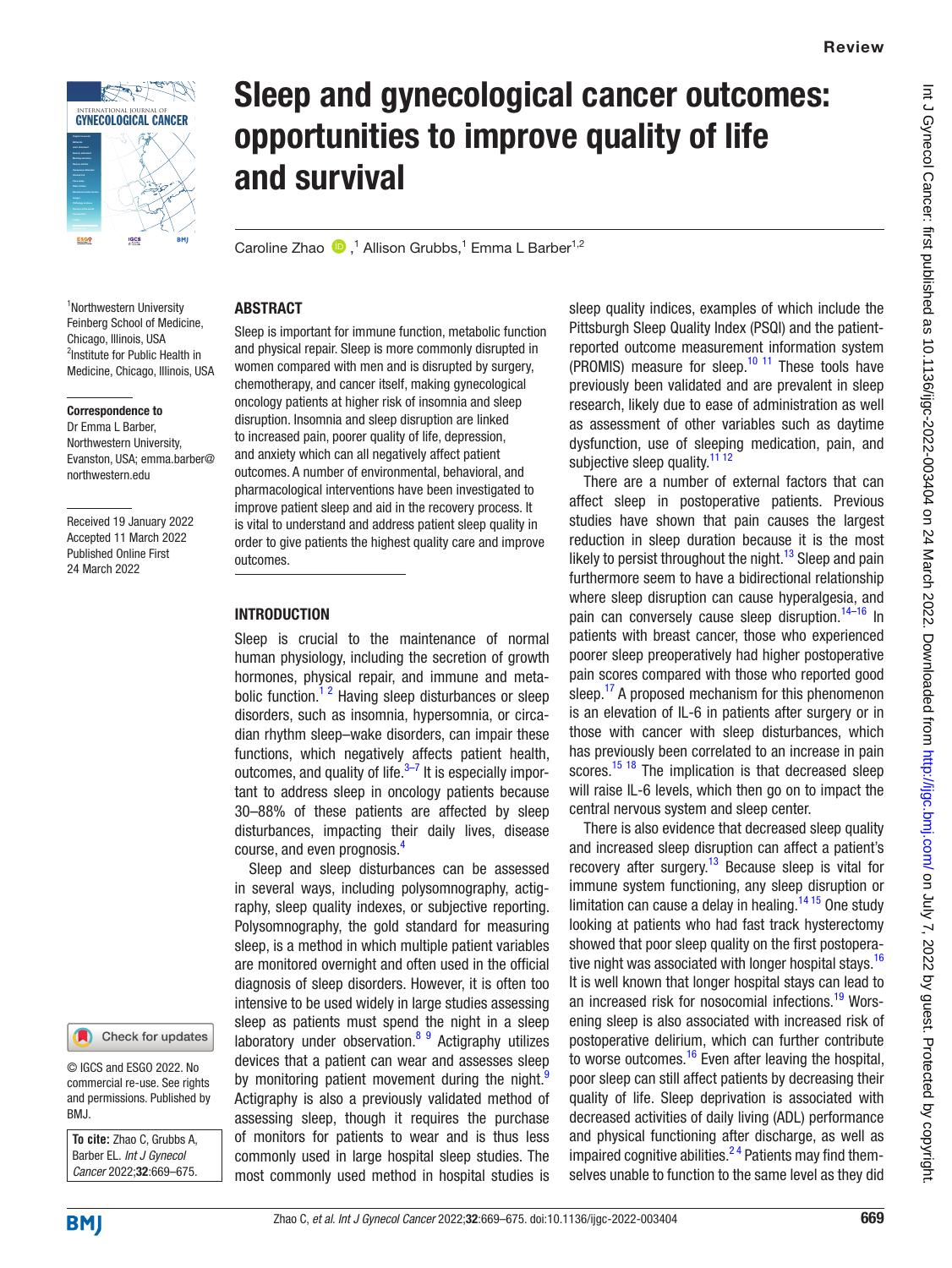Review

# Sleep and gynecological cancer outcomes: opportunities to improve quality of life and survival

Caroline Zhao,[1] Allison Grubbs,[1] Emma L Barber[1,2]

[1]Northwestern University Feinberg School of Medicine, Chicago, Illinois, USA
[2]Institute for Public Health in Medicine, Chicago, Illinois, USA

**Correspondence to**
Dr Emma L Barber, Northwestern University, Evanston, USA; emma.barber@northwestern.edu

Received 19 January 2022
Accepted 11 March 2022
Published Online First 24 March 2022

© IGCS and ESGO 2022. No commercial re-use. See rights and permissions. Published by BMJ.

**To cite:** Zhao C, Grubbs A, Barber EL. *Int J Gynecol Cancer* 2022;**32**:669–675.

## ABSTRACT

Sleep is important for immune function, metabolic function and physical repair. Sleep is more commonly disrupted in women compared with men and is disrupted by surgery, chemotherapy, and cancer itself, making gynecological oncology patients at higher risk of insomnia and sleep disruption. Insomnia and sleep disruption are linked to increased pain, poorer quality of life, depression, and anxiety which can all negatively affect patient outcomes. A number of environmental, behavioral, and pharmacological interventions have been investigated to improve patient sleep and aid in the recovery process. It is vital to understand and address patient sleep quality in order to give patients the highest quality care and improve outcomes.

## INTRODUCTION

Sleep is crucial to the maintenance of normal human physiology, including the secretion of growth hormones, physical repair, and immune and metabolic function.[1 2] Having sleep disturbances or sleep disorders, such as insomnia, hypersomnia, or circadian rhythm sleep–wake disorders, can impair these functions, which negatively affects patient health, outcomes, and quality of life.[3–7] It is especially important to address sleep in oncology patients because 30–88% of these patients are affected by sleep disturbances, impacting their daily lives, disease course, and even prognosis.[4]

Sleep and sleep disturbances can be assessed in several ways, including polysomnography, actigraphy, sleep quality indexes, or subjective reporting. Polysomnography, the gold standard for measuring sleep, is a method in which multiple patient variables are monitored overnight and often used in the official diagnosis of sleep disorders. However, it is often too intensive to be used widely in large studies assessing sleep as patients must spend the night in a sleep laboratory under observation.[8 9] Actigraphy utilizes devices that a patient can wear and assesses sleep by monitoring patient movement during the night.[9] Actigraphy is also a previously validated method of assessing sleep, though it requires the purchase of monitors for patients to wear and is thus less commonly used in large hospital sleep studies. The most commonly used method in hospital studies is sleep quality indices, examples of which include the Pittsburgh Sleep Quality Index (PSQI) and the patient-reported outcome measurement information system (PROMIS) measure for sleep.[10 11] These tools have previously been validated and are prevalent in sleep research, likely due to ease of administration as well as assessment of other variables such as daytime dysfunction, use of sleeping medication, pain, and subjective sleep quality.[11 12]

There are a number of external factors that can affect sleep in postoperative patients. Previous studies have shown that pain causes the largest reduction in sleep duration because it is the most likely to persist throughout the night.[13] Sleep and pain furthermore seem to have a bidirectional relationship where sleep disruption can cause hyperalgesia, and pain can conversely cause sleep disruption.[14–16] In patients with breast cancer, those who experienced poorer sleep preoperatively had higher postoperative pain scores compared with those who reported good sleep.[17] A proposed mechanism for this phenomenon is an elevation of IL-6 in patients after surgery or in those with cancer with sleep disturbances, which has previously been correlated to an increase in pain scores.[15 18] The implication is that decreased sleep will raise IL-6 levels, which then go on to impact the central nervous system and sleep center.

There is also evidence that decreased sleep quality and increased sleep disruption can affect a patient's recovery after surgery.[13] Because sleep is vital for immune system functioning, any sleep disruption or limitation can cause a delay in healing.[14 15] One study looking at patients who had fast track hysterectomy showed that poor sleep quality on the first postoperative night was associated with longer hospital stays.[16] It is well known that longer hospital stays can lead to an increased risk for nosocomial infections.[19] Worsening sleep is also associated with increased risk of postoperative delirium, which can further contribute to worse outcomes.[16] Even after leaving the hospital, poor sleep can still affect patients by decreasing their quality of life. Sleep deprivation is associated with decreased activities of daily living (ADL) performance and physical functioning after discharge, as well as impaired cognitive abilities.[2 4] Patients may find themselves unable to function to the same level as they did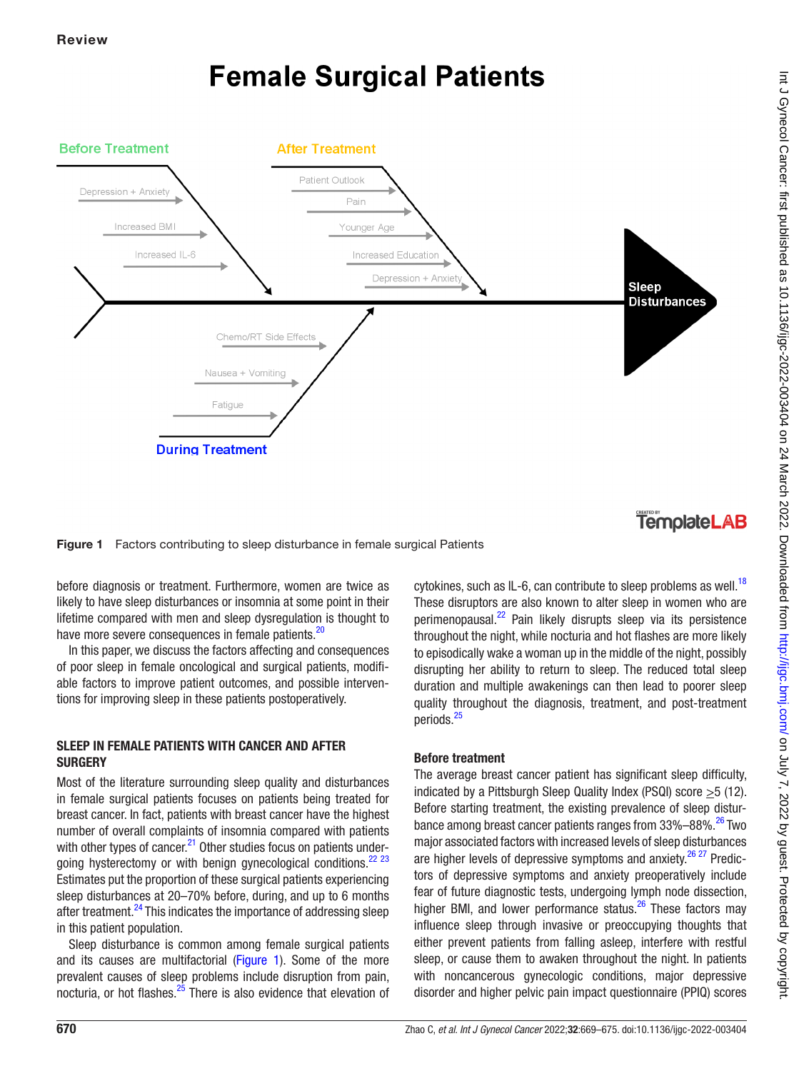Figure 1 Factors contributing to sleep disturbance in female surgical Patients

before diagnosis or treatment. Furthermore, women are twice as likely to have sleep disturbances or insomnia at some point in their lifetime compared with men and sleep dysregulation is thought to have more severe consequences in female patients.[20]

In this paper, we discuss the factors affecting and consequences of poor sleep in female oncological and surgical patients, modifiable factors to improve patient outcomes, and possible interventions for improving sleep in these patients postoperatively.

## SLEEP IN FEMALE PATIENTS WITH CANCER AND AFTER SURGERY

Most of the literature surrounding sleep quality and disturbances in female surgical patients focuses on patients being treated for breast cancer. In fact, patients with breast cancer have the highest number of overall complaints of insomnia compared with patients with other types of cancer.[21] Other studies focus on patients undergoing hysterectomy or with benign gynecological conditions.[22 23] Estimates put the proportion of these surgical patients experiencing sleep disturbances at 20–70% before, during, and up to 6 months after treatment.[24] This indicates the importance of addressing sleep in this patient population.

Sleep disturbance is common among female surgical patients and its causes are multifactorial (Figure 1). Some of the more prevalent causes of sleep problems include disruption from pain, nocturia, or hot flashes.[25] There is also evidence that elevation of cytokines, such as IL-6, can contribute to sleep problems as well.[18] These disruptors are also known to alter sleep in women who are perimenopausal.[22] Pain likely disrupts sleep via its persistence throughout the night, while nocturia and hot flashes are more likely to episodically wake a woman up in the middle of the night, possibly disrupting her ability to return to sleep. The reduced total sleep duration and multiple awakenings can then lead to poorer sleep quality throughout the diagnosis, treatment, and post-treatment periods.[25]

### Before treatment

The average breast cancer patient has significant sleep difficulty, indicated by a Pittsburgh Sleep Quality Index (PSQI) score ≥5 (12). Before starting treatment, the existing prevalence of sleep disturbance among breast cancer patients ranges from 33%–88%.[26] Two major associated factors with increased levels of sleep disturbances are higher levels of depressive symptoms and anxiety.[26 27] Predictors of depressive symptoms and anxiety preoperatively include fear of future diagnostic tests, undergoing lymph node dissection, higher BMI, and lower performance status.[26] These factors may influence sleep through invasive or preoccupying thoughts that either prevent patients from falling asleep, interfere with restful sleep, or cause them to awaken throughout the night. In patients with noncancerous gynecologic conditions, major depressive disorder and higher pelvic pain impact questionnaire (PPIQ) scores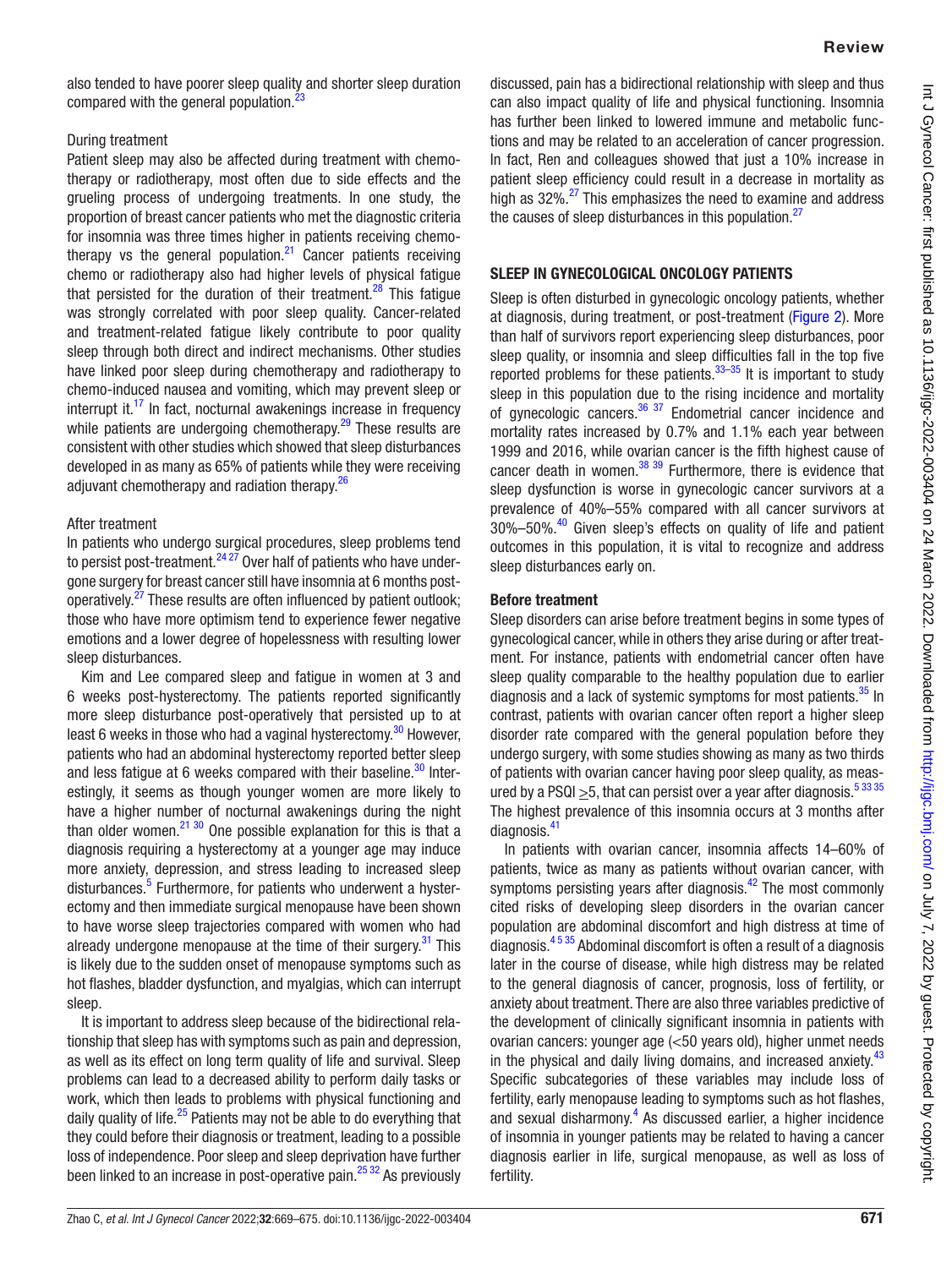also tended to have poorer sleep quality and shorter sleep duration compared with the general population.[23]

### During treatment

Patient sleep may also be affected during treatment with chemotherapy or radiotherapy, most often due to side effects and the grueling process of undergoing treatments. In one study, the proportion of breast cancer patients who met the diagnostic criteria for insomnia was three times higher in patients receiving chemotherapy vs the general population.[21] Cancer patients receiving chemo or radiotherapy also had higher levels of physical fatigue that persisted for the duration of their treatment.[28] This fatigue was strongly correlated with poor sleep quality. Cancer-related and treatment-related fatigue likely contribute to poor quality sleep through both direct and indirect mechanisms. Other studies have linked poor sleep during chemotherapy and radiotherapy to chemo-induced nausea and vomiting, which may prevent sleep or interrupt it.[17] In fact, nocturnal awakenings increase in frequency while patients are undergoing chemotherapy.[29] These results are consistent with other studies which showed that sleep disturbances developed in as many as 65% of patients while they were receiving adjuvant chemotherapy and radiation therapy.[26]

### After treatment

In patients who undergo surgical procedures, sleep problems tend to persist post-treatment.[24,27] Over half of patients who have undergone surgery for breast cancer still have insomnia at 6 months post-operatively.[27] These results are often influenced by patient outlook; those who have more optimism tend to experience fewer negative emotions and a lower degree of hopelessness with resulting lower sleep disturbances.

Kim and Lee compared sleep and fatigue in women at 3 and 6 weeks post-hysterectomy. The patients reported significantly more sleep disturbance post-operatively that persisted up to at least 6 weeks in those who had a vaginal hysterectomy.[30] However, patients who had an abdominal hysterectomy reported better sleep and less fatigue at 6 weeks compared with their baseline.[30] Interestingly, it seems as though younger women are more likely to have a higher number of nocturnal awakenings during the night than older women.[21,30] One possible explanation for this is that a diagnosis requiring a hysterectomy at a younger age may induce more anxiety, depression, and stress leading to increased sleep disturbances.[5] Furthermore, for patients who underwent a hysterectomy and then immediate surgical menopause have been shown to have worse sleep trajectories compared with women who had already undergone menopause at the time of their surgery.[31] This is likely due to the sudden onset of menopause symptoms such as hot flashes, bladder dysfunction, and myalgias, which can interrupt sleep.

It is important to address sleep because of the bidirectional relationship that sleep has with symptoms such as pain and depression, as well as its effect on long term quality of life and survival. Sleep problems can lead to a decreased ability to perform daily tasks or work, which then leads to problems with physical functioning and daily quality of life.[25] Patients may not be able to do everything that they could before their diagnosis or treatment, leading to a possible loss of independence. Poor sleep and sleep deprivation have further been linked to an increase in post-operative pain.[25,32] As previously discussed, pain has a bidirectional relationship with sleep and thus can also impact quality of life and physical functioning. Insomnia has further been linked to lowered immune and metabolic functions and may be related to an acceleration of cancer progression. In fact, Ren and colleagues showed that just a 10% increase in patient sleep efficiency could result in a decrease in mortality as high as 32%.[27] This emphasizes the need to examine and address the causes of sleep disturbances in this population.[27]

## SLEEP IN GYNECOLOGICAL ONCOLOGY PATIENTS

Sleep is often disturbed in gynecologic oncology patients, whether at diagnosis, during treatment, or post-treatment (Figure 2). More than half of survivors report experiencing sleep disturbances, poor sleep quality, or insomnia and sleep difficulties fall in the top five reported problems for these patients.[33–35] It is important to study sleep in this population due to the rising incidence and mortality of gynecologic cancers.[36,37] Endometrial cancer incidence and mortality rates increased by 0.7% and 1.1% each year between 1999 and 2016, while ovarian cancer is the fifth highest cause of cancer death in women.[38,39] Furthermore, there is evidence that sleep dysfunction is worse in gynecologic cancer survivors at a prevalence of 40%–55% compared with all cancer survivors at 30%–50%.[40] Given sleep's effects on quality of life and patient outcomes in this population, it is vital to recognize and address sleep disturbances early on.

### Before treatment

Sleep disorders can arise before treatment begins in some types of gynecological cancer, while in others they arise during or after treatment. For instance, patients with endometrial cancer often have sleep quality comparable to the healthy population due to earlier diagnosis and a lack of systemic symptoms for most patients.[35] In contrast, patients with ovarian cancer often report a higher sleep disorder rate compared with the general population before they undergo surgery, with some studies showing as many as two thirds of patients with ovarian cancer having poor sleep quality, as measured by a PSQI $\geq$5, that can persist over a year after diagnosis.[5,33,35] The highest prevalence of this insomnia occurs at 3 months after diagnosis.[41]

In patients with ovarian cancer, insomnia affects 14–60% of patients, twice as many as patients without ovarian cancer, with symptoms persisting years after diagnosis.[42] The most commonly cited risks of developing sleep disorders in the ovarian cancer population are abdominal discomfort and high distress at time of diagnosis.[4,5,35] Abdominal discomfort is often a result of a diagnosis later in the course of disease, while high distress may be related to the general diagnosis of cancer, prognosis, loss of fertility, or anxiety about treatment. There are also three variables predictive of the development of clinically significant insomnia in patients with ovarian cancers: younger age (<50 years old), higher unmet needs in the physical and daily living domains, and increased anxiety.[43] Specific subcategories of these variables may include loss of fertility, early menopause leading to symptoms such as hot flashes, and sexual disharmony.[4] As discussed earlier, a higher incidence of insomnia in younger patients may be related to having a cancer diagnosis earlier in life, surgical menopause, as well as loss of fertility.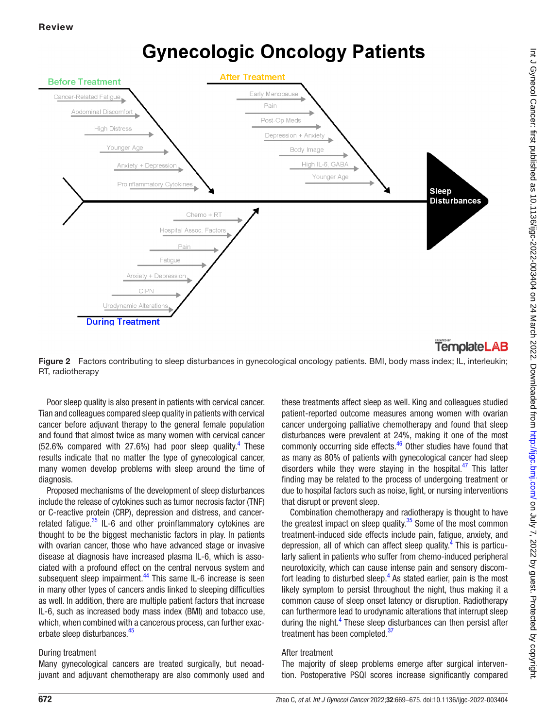Figure 2 Factors contributing to sleep disturbances in gynecological oncology patients. BMI, body mass index; IL, interleukin; RT, radiotherapy

Poor sleep quality is also present in patients with cervical cancer. Tian and colleagues compared sleep quality in patients with cervical cancer before adjuvant therapy to the general female population and found that almost twice as many women with cervical cancer (52.6% compared with 27.6%) had poor sleep quality.[4] These results indicate that no matter the type of gynecological cancer, many women develop problems with sleep around the time of diagnosis.

Proposed mechanisms of the development of sleep disturbances include the release of cytokines such as tumor necrosis factor (TNF) or C-reactive protein (CRP), depression and distress, and cancer-related fatigue.[35] IL-6 and other proinflammatory cytokines are thought to be the biggest mechanistic factors in play. In patients with ovarian cancer, those who have advanced stage or invasive disease at diagnosis have increased plasma IL-6, which is associated with a profound effect on the central nervous system and subsequent sleep impairment.[44] This same IL-6 increase is seen in many other types of cancers andis linked to sleeping difficulties as well. In addition, there are multiple patient factors that increase IL-6, such as increased body mass index (BMI) and tobacco use, which, when combined with a cancerous process, can further exacerbate sleep disturbances.[45]

### During treatment

Many gynecological cancers are treated surgically, but neoadjuvant and adjuvant chemotherapy are also commonly used and these treatments affect sleep as well. King and colleagues studied patient-reported outcome measures among women with ovarian cancer undergoing palliative chemotherapy and found that sleep disturbances were prevalent at 24%, making it one of the most commonly occurring side effects.[46] Other studies have found that as many as 80% of patients with gynecological cancer had sleep disorders while they were staying in the hospital.[47] This latter finding may be related to the process of undergoing treatment or due to hospital factors such as noise, light, or nursing interventions that disrupt or prevent sleep.

Combination chemotherapy and radiotherapy is thought to have the greatest impact on sleep quality.[35] Some of the most common treatment-induced side effects include pain, fatigue, anxiety, and depression, all of which can affect sleep quality.[4] This is particularly salient in patients who suffer from chemo-induced peripheral neurotoxicity, which can cause intense pain and sensory discomfort leading to disturbed sleep.[4] As stated earlier, pain is the most likely symptom to persist throughout the night, thus making it a common cause of sleep onset latency or disruption. Radiotherapy can furthermore lead to urodynamic alterations that interrupt sleep during the night.[4] These sleep disturbances can then persist after treatment has been completed.[37]

### After treatment

The majority of sleep problems emerge after surgical intervention. Postoperative PSQI scores increase significantly compared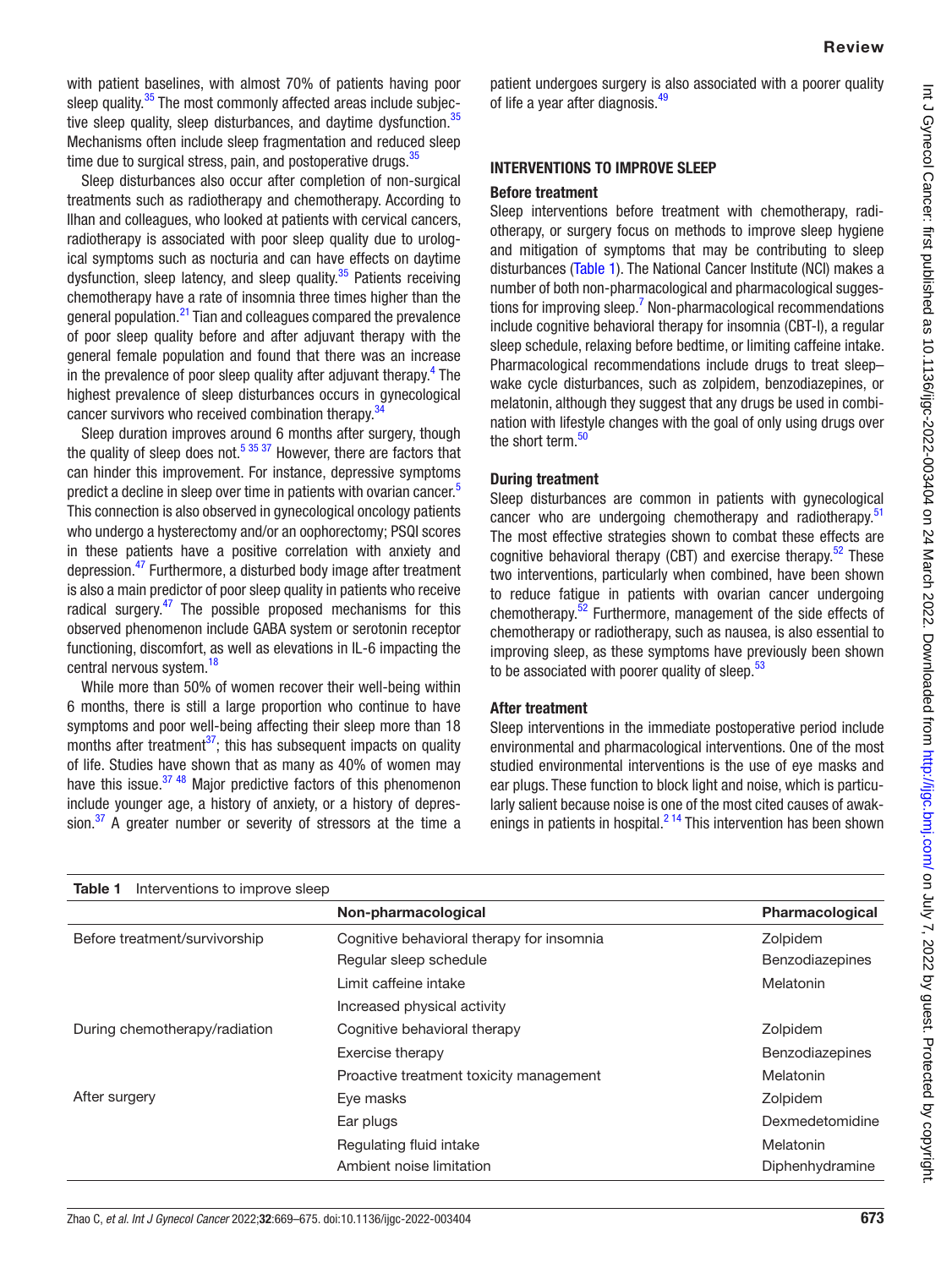with patient baselines, with almost 70% of patients having poor sleep quality.[35] The most commonly affected areas include subjective sleep quality, sleep disturbances, and daytime dysfunction.[35] Mechanisms often include sleep fragmentation and reduced sleep time due to surgical stress, pain, and postoperative drugs.[35]

Sleep disturbances also occur after completion of non-surgical treatments such as radiotherapy and chemotherapy. According to Ilhan and colleagues, who looked at patients with cervical cancers, radiotherapy is associated with poor sleep quality due to urological symptoms such as nocturia and can have effects on daytime dysfunction, sleep latency, and sleep quality.[35] Patients receiving chemotherapy have a rate of insomnia three times higher than the general population.[21] Tian and colleagues compared the prevalence of poor sleep quality before and after adjuvant therapy with the general female population and found that there was an increase in the prevalence of poor sleep quality after adjuvant therapy.[4] The highest prevalence of sleep disturbances occurs in gynecological cancer survivors who received combination therapy.[34]

Sleep duration improves around 6 months after surgery, though the quality of sleep does not.[5 35 37] However, there are factors that can hinder this improvement. For instance, depressive symptoms predict a decline in sleep over time in patients with ovarian cancer.[5] This connection is also observed in gynecological oncology patients who undergo a hysterectomy and/or an oophorectomy; PSQI scores in these patients have a positive correlation with anxiety and depression.[47] Furthermore, a disturbed body image after treatment is also a main predictor of poor sleep quality in patients who receive radical surgery.[47] The possible proposed mechanisms for this observed phenomenon include GABA system or serotonin receptor functioning, discomfort, as well as elevations in IL-6 impacting the central nervous system.[18]

While more than 50% of women recover their well-being within 6 months, there is still a large proportion who continue to have symptoms and poor well-being affecting their sleep more than 18 months after treatment[37]; this has subsequent impacts on quality of life. Studies have shown that as many as 40% of women may have this issue.[37 48] Major predictive factors of this phenomenon include younger age, a history of anxiety, or a history of depression.[37] A greater number or severity of stressors at the time a patient undergoes surgery is also associated with a poorer quality of life a year after diagnosis.[49]

## INTERVENTIONS TO IMPROVE SLEEP

### Before treatment

Sleep interventions before treatment with chemotherapy, radiotherapy, or surgery focus on methods to improve sleep hygiene and mitigation of symptoms that may be contributing to sleep disturbances (Table 1). The National Cancer Institute (NCI) makes a number of both non-pharmacological and pharmacological suggestions for improving sleep.[7] Non-pharmacological recommendations include cognitive behavioral therapy for insomnia (CBT-I), a regular sleep schedule, relaxing before bedtime, or limiting caffeine intake. Pharmacological recommendations include drugs to treat sleep–wake cycle disturbances, such as zolpidem, benzodiazepines, or melatonin, although they suggest that any drugs be used in combination with lifestyle changes with the goal of only using drugs over the short term.[50]

### During treatment

Sleep disturbances are common in patients with gynecological cancer who are undergoing chemotherapy and radiotherapy.[51] The most effective strategies shown to combat these effects are cognitive behavioral therapy (CBT) and exercise therapy.[52] These two interventions, particularly when combined, have been shown to reduce fatigue in patients with ovarian cancer undergoing chemotherapy.[52] Furthermore, management of the side effects of chemotherapy or radiotherapy, such as nausea, is also essential to improving sleep, as these symptoms have previously been shown to be associated with poorer quality of sleep.[53]

### After treatment

Sleep interventions in the immediate postoperative period include environmental and pharmacological interventions. One of the most studied environmental interventions is the use of eye masks and ear plugs. These function to block light and noise, which is particularly salient because noise is one of the most cited causes of awakenings in patients in hospital.[2 14] This intervention has been shown

**Table 1** Interventions to improve sleep

| | Non-pharmacological | Pharmacological |
|---|---|---|
| Before treatment/survivorship | Cognitive behavioral therapy for insomnia | Zolpidem |
| | Regular sleep schedule | Benzodiazepines |
| | Limit caffeine intake | Melatonin |
| | Increased physical activity | |
| During chemotherapy/radiation | Cognitive behavioral therapy | Zolpidem |
| | Exercise therapy | Benzodiazepines |
| | Proactive treatment toxicity management | Melatonin |
| After surgery | Eye masks | Zolpidem |
| | Ear plugs | Dexmedetomidine |
| | Regulating fluid intake | Melatonin |
| | Ambient noise limitation | Diphenhydramine |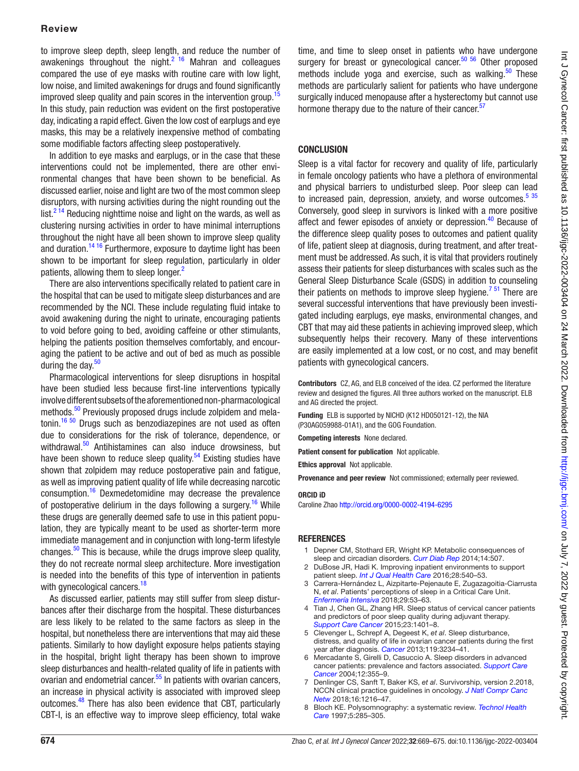to improve sleep depth, sleep length, and reduce the number of awakenings throughout the night.[2 16] Mahran and colleagues compared the use of eye masks with routine care with low light, low noise, and limited awakenings for drugs and found significantly improved sleep quality and pain scores in the intervention group.[15] In this study, pain reduction was evident on the first postoperative day, indicating a rapid effect. Given the low cost of earplugs and eye masks, this may be a relatively inexpensive method of combating some modifiable factors affecting sleep postoperatively.

In addition to eye masks and earplugs, or in the case that these interventions could not be implemented, there are other environmental changes that have been shown to be beneficial. As discussed earlier, noise and light are two of the most common sleep disruptors, with nursing activities during the night rounding out the list.[2 14] Reducing nighttime noise and light on the wards, as well as clustering nursing activities in order to have minimal interruptions throughout the night have all been shown to improve sleep quality and duration.[14 16] Furthermore, exposure to daytime light has been shown to be important for sleep regulation, particularly in older patients, allowing them to sleep longer.[2]

There are also interventions specifically related to patient care in the hospital that can be used to mitigate sleep disturbances and are recommended by the NCI. These include regulating fluid intake to avoid awakening during the night to urinate, encouraging patients to void before going to bed, avoiding caffeine or other stimulants, helping the patients position themselves comfortably, and encouraging the patient to be active and out of bed as much as possible during the day.[50]

Pharmacological interventions for sleep disruptions in hospital have been studied less because first-line interventions typically involve different subsets of the aforementioned non-pharmacological methods.[50] Previously proposed drugs include zolpidem and melatonin.[16 50] Drugs such as benzodiazepines are not used as often due to considerations for the risk of tolerance, dependence, or withdrawal.[50] Antihistamines can also induce drowsiness, but have been shown to reduce sleep quality.[54] Existing studies have shown that zolpidem may reduce postoperative pain and fatigue, as well as improving patient quality of life while decreasing narcotic consumption.[16] Dexmedetomidine may decrease the prevalence of postoperative delirium in the days following a surgery.[16] While these drugs are generally deemed safe to use in this patient population, they are typically meant to be used as shorter-term more immediate management and in conjunction with long-term lifestyle changes.[50] This is because, while the drugs improve sleep quality, they do not recreate normal sleep architecture. More investigation is needed into the benefits of this type of intervention in patients with gynecological cancers.[18]

As discussed earlier, patients may still suffer from sleep disturbances after their discharge from the hospital. These disturbances are less likely to be related to the same factors as sleep in the hospital, but nonetheless there are interventions that may aid these patients. Similarly to how daylight exposure helps patients staying in the hospital, bright light therapy has been shown to improve sleep disturbances and health-related quality of life in patients with ovarian and endometrial cancer.[55] In patients with ovarian cancers, an increase in physical activity is associated with improved sleep outcomes.[48] There has also been evidence that CBT, particularly CBT-I, is an effective way to improve sleep efficiency, total wake time, and time to sleep onset in patients who have undergone surgery for breast or gynecological cancer.[50 56] Other proposed methods include yoga and exercise, such as walking.[50] These methods are particularly salient for patients who have undergone surgically induced menopause after a hysterectomy but cannot use hormone therapy due to the nature of their cancer.[57]

## CONCLUSION

Sleep is a vital factor for recovery and quality of life, particularly in female oncology patients who have a plethora of environmental and physical barriers to undisturbed sleep. Poor sleep can lead to increased pain, depression, anxiety, and worse outcomes.[5 35] Conversely, good sleep in survivors is linked with a more positive affect and fewer episodes of anxiety or depression.[40] Because of the difference sleep quality poses to outcomes and patient quality of life, patient sleep at diagnosis, during treatment, and after treatment must be addressed. As such, it is vital that providers routinely assess their patients for sleep disturbances with scales such as the General Sleep Disturbance Scale (GSDS) in addition to counseling their patients on methods to improve sleep hygiene.[7 51] There are several successful interventions that have previously been investigated including earplugs, eye masks, environmental changes, and CBT that may aid these patients in achieving improved sleep, which subsequently helps their recovery. Many of these interventions are easily implemented at a low cost, or no cost, and may benefit patients with gynecological cancers.

**Contributors** CZ, AG, and ELB conceived of the idea. CZ performed the literature review and designed the figures. All three authors worked on the manuscript. ELB and AG directed the project.

**Funding** ELB is supported by NICHD (K12 HD050121-12), the NIA (P30AG059988-01A1), and the GOG Foundation.

**Competing interests** None declared.

**Patient consent for publication** Not applicable.

**Ethics approval** Not applicable.

**Provenance and peer review** Not commissioned; externally peer reviewed.

**ORCID iD**

Caroline Zhao http://orcid.org/0000-0002-4194-6295

## REFERENCES

1. Depner CM, Stothard ER, Wright KP. Metabolic consequences of sleep and circadian disorders. *Curr Diab Rep* 2014;14:507.
2. DuBose JR, Hadi K. Improving inpatient environments to support patient sleep. *Int J Qual Health Care* 2016;28:540–53.
3. Carrera-Hernández L, Aizpitarte-Pejenaute E, Zugazagoitia-Ciarrusta N, *et al*. Patients' perceptions of sleep in a Critical Care Unit. *Enfermería Intensiva* 2018;29:53–63.
4. Tian J, Chen GL, Zhang HR. Sleep status of cervical cancer patients and predictors of poor sleep quality during adjuvant therapy. *Support Care Cancer* 2015;23:1401–8.
5. Clevenger L, Schrepf A, Degeest K, *et al*. Sleep disturbance, distress, and quality of life in ovarian cancer patients during the first year after diagnosis. *Cancer* 2013;119:3234–41.
6. Mercadante S, Girelli D, Casuccio A. Sleep disorders in advanced cancer patients: prevalence and factors associated. *Support Care Cancer* 2004;12:355–9.
7. Denlinger CS, Sanft T, Baker KS, *et al*. Survivorship, version 2.2018, NCCN clinical practice guidelines in oncology. *J Natl Compr Canc Netw* 2018;16:1216–47.
8. Bloch KE. Polysomnography: a systematic review. *Technol Health Care* 1997;5:285–305.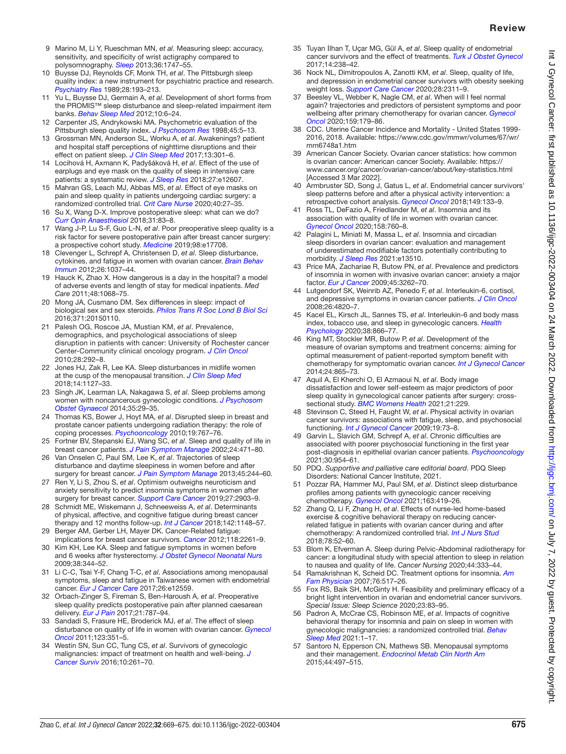9 Marino M, Li Y, Rueschman MN, *et al*. Measuring sleep: accuracy, sensitivity, and specificity of wrist actigraphy compared to polysomnography. *Sleep* 2013;36:1747–55.
10 Busse DJ, Reynolds CF, Monk TH, *et al*. The Pittsburgh sleep quality index: a new instrument for psychiatric practice and research. *Psychiatry Res* 1989;28:193–213.
11 Yu L, Buysse DJ, Germain A, *et al*. Development of short forms from the PROMIS™ sleep disturbance and sleep-related impairment item banks. *Behav Sleep Med* 2012;10:6–24.
12 Carpenter JS, Andrykowski MA. Psychometric evaluation of the Pittsburgh sleep quality index. *J Psychosom Res* 1998;45:5–13.
13 Grossman MN, Anderson SL, Worku A, *et al*. Awakenings? patient and hospital staff perceptions of nighttime disruptions and their effect on patient sleep. *J Clin Sleep Med* 2017;13:301–6.
14 Locihová H, Axmann K, Padyšáková H, *et al*. Effect of the use of earplugs and eye mask on the quality of sleep in intensive care patients: a systematic review. *J Sleep Res* 2018;27:e12607.
15 Mahran GS, Leach MJ, Abbas MS, *et al*. Effect of eye masks on pain and sleep quality in patients undergoing cardiac surgery: a randomized controlled trial. *Crit Care Nurse* 2020;40:27–35.
16 Su X, Wang D-X. Improve postoperative sleep: what can we do? *Curr Opin Anaesthesiol* 2018;31:83–8.
17 Wang J-P, Lu S-F, Guo L-N, *et al*. Poor preoperative sleep quality is a risk factor for severe postoperative pain after breast cancer surgery: a prospective cohort study. *Medicine* 2019;98:e17708.
18 Clevenger L, Schrepf A, Christensen D, *et al*. Sleep disturbance, cytokines, and fatigue in women with ovarian cancer. *Brain Behav Immun* 2012;26:1037–44.
19 Hauck K, Zhao X. How dangerous is a day in the hospital? a model of adverse events and length of stay for medical inpatients. *Med Care* 2011;48:1068–75.
20 Mong JA, Cusmano DM. Sex differences in sleep: impact of biological sex and sex steroids. *Philos Trans R Soc Lond B Biol Sci* 2016;371:20150110.
21 Palesh OG, Roscoe JA, Mustian KM, *et al*. Prevalence, demographics, and psychological associations of sleep disruption in patients with cancer: University of Rochester cancer Center-Community clinical oncology program. *J Clin Oncol* 2010;28:292–8.
22 Jones HJ, Zak R, Lee KA. Sleep disturbances in midlife women at the cusp of the menopausal transition. *J Clin Sleep Med* 2018;14:1127–33.
23 Singh JK, Learman LA, Nakagawa S, *et al*. Sleep problems among women with noncancerous gynecologic conditions. *J Psychosom Obstet Gynaecol* 2014;35:29–35.
24 Thomas KS, Bower J, Hoyt MA, *et al*. Disrupted sleep in breast and prostate cancer patients undergoing radiation therapy: the role of coping processes. *Psychooncology* 2010;19:767–76.
25 Fortner BV, Stepanski EJ, Wang SC, *et al*. Sleep and quality of life in breast cancer patients. *J Pain Symptom Manage* 2002;24:471–80.
26 Van Onselen C, Paul SM, Lee K, *et al*. Trajectories of sleep disturbance and daytime sleepiness in women before and after surgery for breast cancer. *J Pain Symptom Manage* 2013;45:244–60.
27 Ren Y, Li S, Zhou S, *et al*. Optimism outweighs neuroticism and anxiety sensitivity to predict insomnia symptoms in women after surgery for breast cancer. *Support Care Cancer* 2019;27:2903–9.
28 Schmidt ME, Wiskemann J, Schneeweiss A, *et al*. Determinants of physical, affective, and cognitive fatigue during breast cancer therapy and 12 months follow-up. *Int J Cancer* 2018;142:1148–57.
29 Berger AM, Gerber LH, Mayer DK. Cancer-Related fatigue: implications for breast cancer survivors. *Cancer* 2012;118:2261–9.
30 Kim KH, Lee KA. Sleep and fatigue symptoms in women before and 6 weeks after hysterectomy. *J Obstet Gynecol Neonatal Nurs* 2009;38:344–52.
31 Li C-C, Tsai Y-F, Chang T-C, *et al*. Associations among menopausal symptoms, sleep and fatigue in Taiwanese women with endometrial cancer. *Eur J Cancer Care* 2017;26:e12559.
32 Orbach-Zinger S, Fireman S, Ben-Haroush A, *et al*. Preoperative sleep quality predicts postoperative pain after planned caesarean delivery. *Eur J Pain* 2017;21:787–94.
33 Sandadi S, Frasure HE, Broderick MJ, *et al*. The effect of sleep disturbance on quality of life in women with ovarian cancer. *Gynecol Oncol* 2011;123:351–5.
34 Westin SN, Sun CC, Tung CS, *et al*. Survivors of gynecologic malignancies: impact of treatment on health and well-being. *J Cancer Surviv* 2016;10:261–70.
35 Tuyan İlhan T, Uçar MG, Gül A, *et al*. Sleep quality of endometrial cancer survivors and the effect of treatments. *Turk J Obstet Gynecol* 2017;14:238–42.
36 Nock NL, Dimitropoulos A, Zanotti KM, *et al*. Sleep, quality of life, and depression in endometrial cancer survivors with obesity seeking weight loss. *Support Care Cancer* 2020;28:2311–9.
37 Beesley VL, Webber K, Nagle CM, *et al*. When will I feel normal again? trajectories and predictors of persistent symptoms and poor wellbeing after primary chemotherapy for ovarian cancer. *Gynecol Oncol* 2020;159:179–86.
38 CDC. Uterine Cancer Incidence and Mortality - United States 1999-2016, 2018. Available: https://www.cdc.gov/mmwr/volumes/67/wr/mm6748a1.htm
39 American Cancer Society. Ovarian cancer statistics: how common is ovarian cancer: American cancer Society. Available: https://www.cancer.org/cancer/ovarian-cancer/about/key-statistics.html [Accessed 3 Mar 2022].
40 Armbruster SD, Song J, Gatus L, *et al*. Endometrial cancer survivors' sleep patterns before and after a physical activity intervention: a retrospective cohort analysis. *Gynecol Oncol* 2018;149:133–9.
41 Ross TL, DeFazio A, Friedlander M, *et al*. Insomnia and its association with quality of life in women with ovarian cancer. *Gynecol Oncol* 2020;158:760–8.
42 Palagini L, Miniati M, Massa L, *et al*. Insomnia and circadian sleep disorders in ovarian cancer: evaluation and management of underestimated modifiable factors potentially contributing to morbidity. *J Sleep Res* 2021:e13510.
43 Price MA, Zachariae R, Butow PN, *et al*. Prevalence and predictors of insomnia in women with invasive ovarian cancer: anxiety a major factor. *Eur J Cancer* 2009;45:3262–70.
44 Lutgendorf SK, Weinrib AZ, Penedo F, *et al*. Interleukin-6, cortisol, and depressive symptoms in ovarian cancer patients. *J Clin Oncol* 2008;26:4820–7.
45 Kacel EL, Kirsch JL, Sannes TS, *et al*. Interleukin-6 and body mass index, tobacco use, and sleep in gynecologic cancers. *Health Psychology* 2020;38:866–77.
46 King MT, Stockler MR, Butow P, *et al*. Development of the measure of ovarian symptoms and treatment concerns: aiming for optimal measurement of patient-reported symptom benefit with chemotherapy for symptomatic ovarian cancer. *Int J Gynecol Cancer* 2014;24:865–73.
47 Aquil A, El Kherchi O, El Azmaoui N, *et al*. Body image dissatisfaction and lower self-esteem as major predictors of poor sleep quality in gynecological cancer patients after surgery: cross-sectional study. *BMC Womens Health* 2021;21:229.
48 Stevinson C, Steed H, Faught W, *et al*. Physical activity in ovarian cancer survivors: associations with fatigue, sleep, and psychosocial functioning. *Int J Gynecol Cancer* 2009;19:73–8.
49 Garvin L, Slavich GM, Schrepf A, *et al*. Chronic difficulties are associated with poorer psychosocial functioning in the first year post-diagnosis in epithelial ovarian cancer patients. *Psychooncology* 2021;30:954–61.
50 PDQ. *Supportive and palliative care editorial board*. PDQ Sleep Disorders: National Cancer Institute, 2021.
51 Pozzar RA, Hammer MJ, Paul SM, *et al*. Distinct sleep disturbance profiles among patients with gynecologic cancer receiving chemotherapy. *Gynecol Oncol* 2021;163:419–26.
52 Zhang Q, Li F, Zhang H, *et al*. Effects of nurse-led home-based exercise & cognitive behavioral therapy on reducing cancer-related fatigue in patients with ovarian cancer during and after chemotherapy: A randomized controlled trial. *Int J Nurs Stud* 2018;78:52–60.
53 Blom K, Efverman A. Sleep during Pelvic-Abdominal radiotherapy for cancer: a longitudinal study with special attention to sleep in relation to nausea and quality of life. *Cancer Nursing* 2020;44:333–44.
54 Ramakrishnan K, Scheid DC. Treatment options for insomnia. *Am Fam Physician* 2007;76:517–26.
55 Fox RS, Baik SH, McGinty H. Feasibility and preliminary efficacy of a bright light intervention in ovarian and endometrial cancer survivors. *Special Issue: Sleep Science* 2020;23:83–95.
56 Padron A, McCrae CS, Robinson ME, *et al*. Impacts of cognitive behavioral therapy for insomnia and pain on sleep in women with gynecologic malignancies: a randomized controlled trial. *Behav Sleep Med* 2021:1–17.
57 Santoro N, Epperson CN, Mathews SB. Menopausal symptoms and their management. *Endocrinol Metab Clin North Am* 2015;44:497–515.